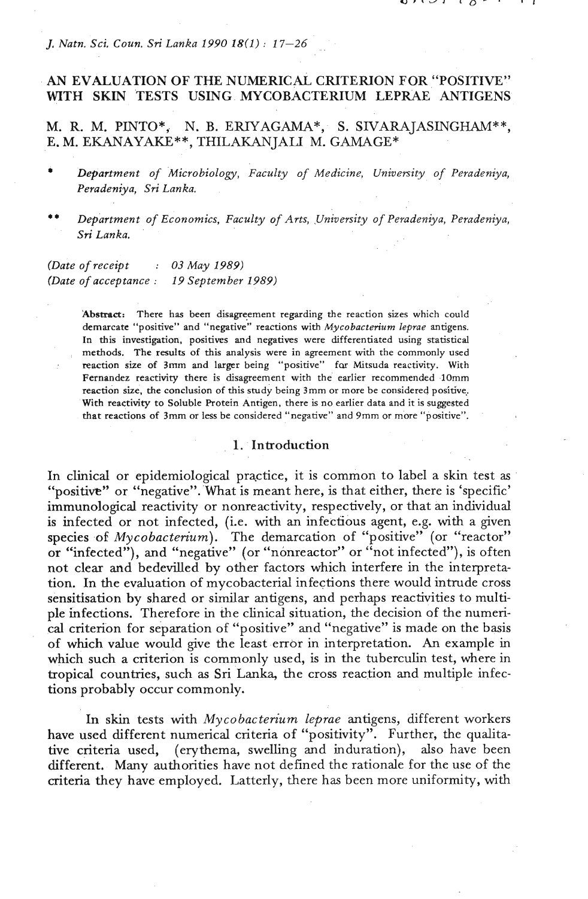# AN EVALUATION OF THE NUMERICAL CRITERION FOR "POSITIVE" WITH SKIN TESTS USING MYCOBACTERIUM LEPRAE ANTIGENS

M. R. M. PINTO*, N. B. ERIYAGAMA*, S. SIVARAJASINGHAM**, E. M. EKANAYAKE**, THILAKANJALI M. GAMAGE*

\* *Department of Microbiology, Faculty of Medicine, University of Peradeniya, Peradeniya, Sri Lanka.*

\*\* *Department of Economics, Faculty of Arts, University of Peradeniya, Peradeniya, Sri Lanka.*

(*Date of receipt* : *03 May 1989*)
(*Date of acceptance* : *19 September 1989*)

**Abstract:** There has been disagreement regarding the reaction sizes which could demarcate "positive" and "negative" reactions with *Mycobacterium leprae* antigens. In this investigation, positives and negatives were differentiated using statistical methods. The results of this analysis were in agreement with the commonly used reaction size of 3mm and larger being "positive" for Mitsuda reactivity. With Fernandez reactivity there is disagreement with the earlier recommended 10mm reaction size, the conclusion of this study being 3mm or more be considered positive. With reactivity to Soluble Protein Antigen, there is no earlier data and it is suggested that reactions of 3mm or less be considered "negative" and 9mm or more "positive".

## 1. Introduction

In clinical or epidemiological practice, it is common to label a skin test as "positive" or "negative". What is meant here, is that either, there is 'specific' immunological reactivity or nonreactivity, respectively, or that an individual is infected or not infected, (i.e. with an infectious agent, e.g. with a given species of *Mycobacterium*). The demarcation of "positive" (or "reactor" or "infected"), and "negative" (or "nonreactor" or "not infected"), is often not clear and bedevilled by other factors which interfere in the interpretation. In the evaluation of mycobacterial infections there would intrude cross sensitisation by shared or similar antigens, and perhaps reactivities to multiple infections. Therefore in the clinical situation, the decision of the numerical criterion for separation of "positive" and "negative" is made on the basis of which value would give the least error in interpretation. An example in which such a criterion is commonly used, is in the tuberculin test, where in tropical countries, such as Sri Lanka, the cross reaction and multiple infections probably occur commonly.

In skin tests with *Mycobacterium leprae* antigens, different workers have used different numerical criteria of "positivity". Further, the qualitative criteria used, (erythema, swelling and induration), also have been different. Many authorities have not defined the rationale for the use of the criteria they have employed. Latterly, there has been more uniformity, with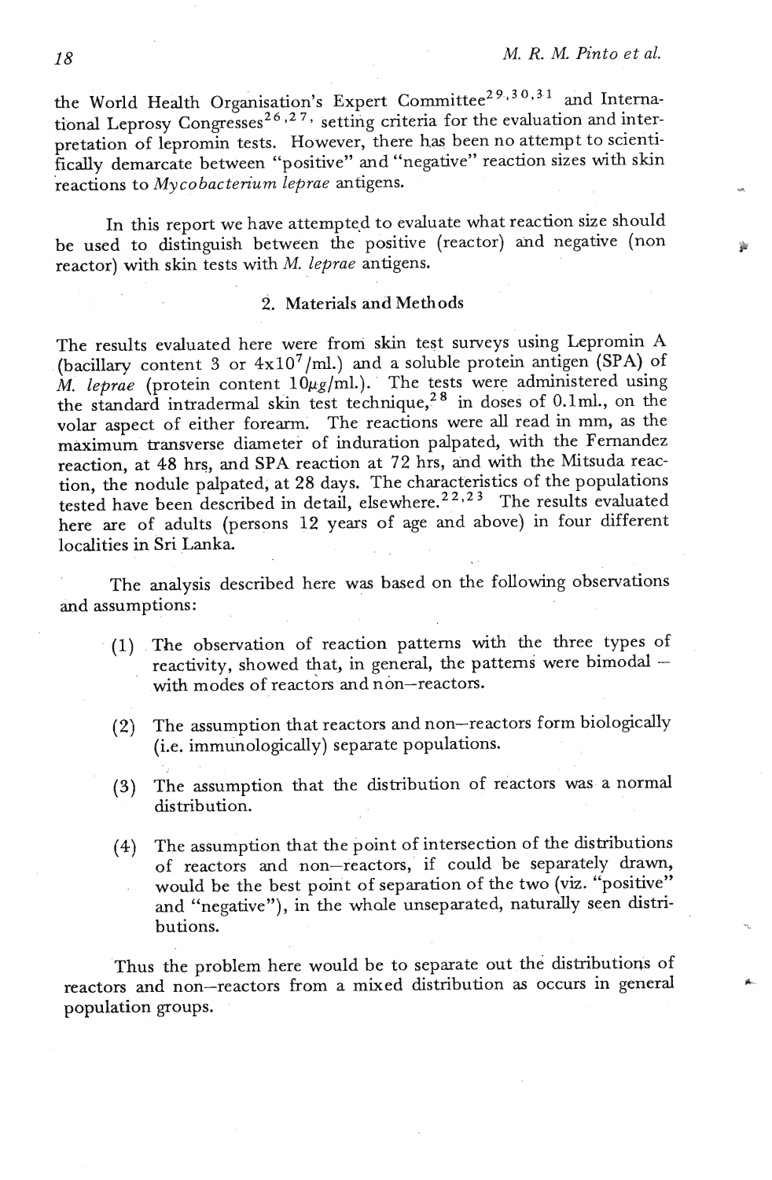the World Health Organisation's Expert Committee[29,30,31] and International Leprosy Congresses[26,27], setting criteria for the evaluation and interpretation of lepromin tests. However, there has been no attempt to scientifically demarcate between "positive" and "negative" reaction sizes with skin reactions to *Mycobacterium leprae* antigens.

In this report we have attempted to evaluate what reaction size should be used to distinguish between the positive (reactor) and negative (non reactor) with skin tests with *M. leprae* antigens.

## 2. Materials and Methods

The results evaluated here were from skin test surveys using Lepromin A (bacillary content 3 or $4 \times 10^7$/ml.) and a soluble protein antigen (SPA) of *M. leprae* (protein content 10$\mu g$/ml.). The tests were administered using the standard intradermal skin test technique,[28] in doses of 0.1ml., on the volar aspect of either forearm. The reactions were all read in mm, as the maximum transverse diameter of induration palpated, with the Fernandez reaction, at 48 hrs, and SPA reaction at 72 hrs, and with the Mitsuda reaction, the nodule palpated, at 28 days. The characteristics of the populations tested have been described in detail, elsewhere.[22,23] The results evaluated here are of adults (persons 12 years of age and above) in four different localities in Sri Lanka.

The analysis described here was based on the following observations and assumptions:

(1) The observation of reaction patterns with the three types of reactivity, showed that, in general, the patterns were bimodal – with modes of reactors and non–reactors.

(2) The assumption that reactors and non–reactors form biologically (i.e. immunologically) separate populations.

(3) The assumption that the distribution of reactors was a normal distribution.

(4) The assumption that the point of intersection of the distributions of reactors and non–reactors, if could be separately drawn, would be the best point of separation of the two (viz. "positive" and "negative"), in the whole unseparated, naturally seen distributions.

Thus the problem here would be to separate out the distributions of reactors and non–reactors from a mixed distribution as occurs in general population groups.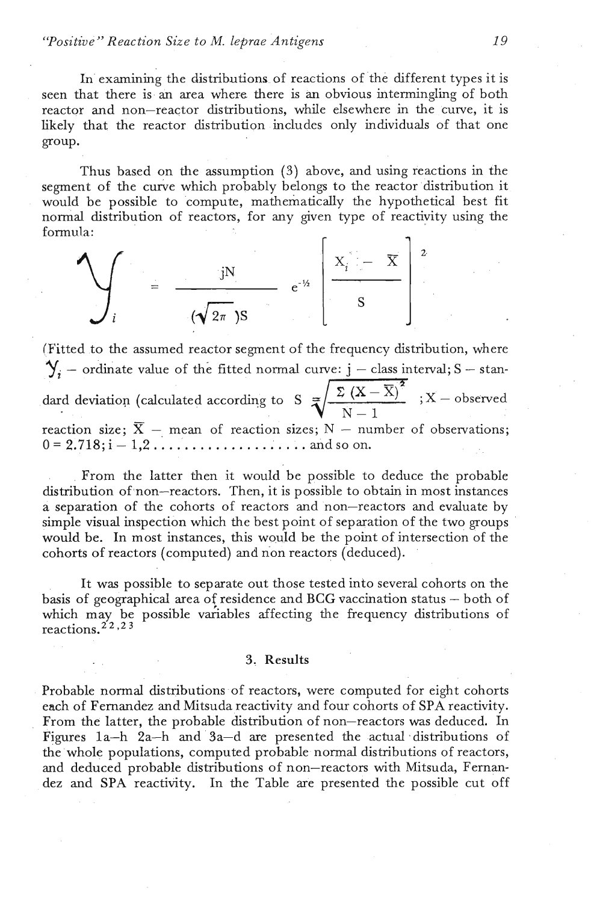In examining the distributions of reactions of the different types it is seen that there is an area where there is an obvious intermingling of both reactor and non–reactor distributions, while elsewhere in the curve, it is likely that the reactor distribution includes only individuals of that one group.

Thus based on the assumption (3) above, and using reactions in the segment of the curve which probably belongs to the reactor distribution it would be possible to compute, mathematically the hypothetical best fit normal distribution of reactors, for any given type of reactivity using the formula:

$$Y_i = \frac{jN}{(\sqrt{2\pi})S} e^{-\frac{1}{2}\left[\frac{X_i - \overline{X}}{S}\right]^2}$$

(Fitted to the assumed reactor segment of the frequency distribution, where $Y_i$ – ordinate value of the fitted normal curve: j – class interval; S – standard deviation (calculated according to $S = \sqrt{\frac{\Sigma (X - \overline{X})^2}{N-1}}$ ; X – observed reaction size; $\overline{X}$ – mean of reaction sizes; N – number of observations; 0 = 2.718; i – 1,2 . . . . . . . . . . . . . . . . . . . . and so on.

From the latter then it would be possible to deduce the probable distribution of non–reactors. Then, it is possible to obtain in most instances a separation of the cohorts of reactors and non–reactors and evaluate by simple visual inspection which the best point of separation of the two groups would be. In most instances, this would be the point of intersection of the cohorts of reactors (computed) and non reactors (deduced).

It was possible to separate out those tested into several cohorts on the basis of geographical area of residence and BCG vaccination status – both of which may be possible variables affecting the frequency distributions of reactions.[22,23]

## 3. Results

Probable normal distributions of reactors, were computed for eight cohorts each of Fernandez and Mitsuda reactivity and four cohorts of SPA reactivity. From the latter, the probable distribution of non–reactors was deduced. In Figures 1a–h 2a–h and 3a–d are presented the actual distributions of the whole populations, computed probable normal distributions of reactors, and deduced probable distributions of non–reactors with Mitsuda, Fernandez and SPA reactivity. In the Table are presented the possible cut off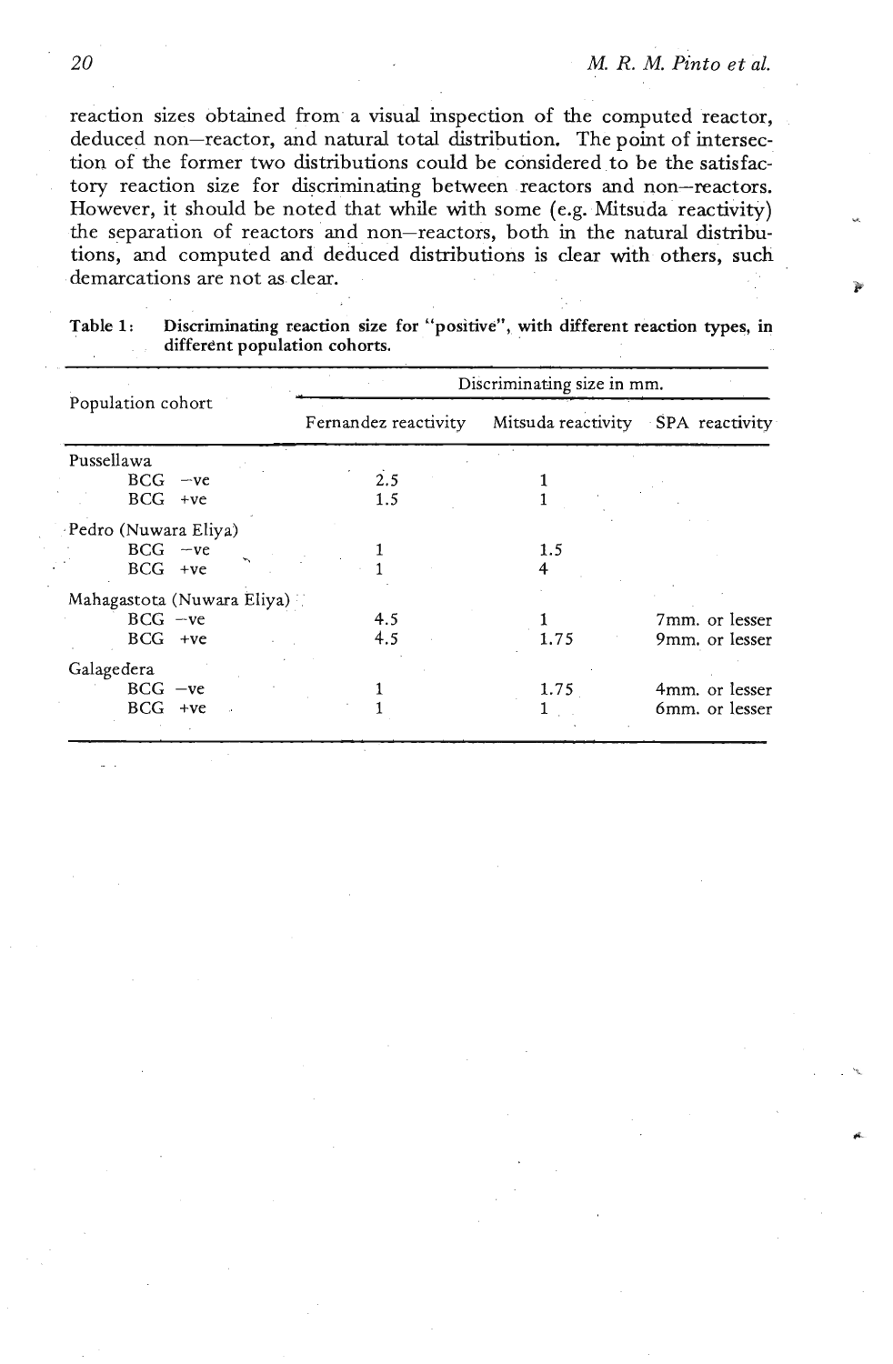reaction sizes obtained from a visual inspection of the computed reactor, deduced non–reactor, and natural total distribution. The point of intersection of the former two distributions could be considered to be the satisfactory reaction size for discriminating between reactors and non–reactors. However, it should be noted that while with some (e.g. Mitsuda reactivity) the separation of reactors and non–reactors, both in the natural distributions, and computed and deduced distributions is clear with others, such demarcations are not as clear.

**Table 1: Discriminating reaction size for "positive", with different reaction types, in different population cohorts.**

| Population cohort | Discriminating size in mm. | | |
|---|---|---|---|
| | Fernandez reactivity | Mitsuda reactivity | SPA reactivity |
| Pussellawa | | | |
| BCG –ve | 2.5 | 1 | |
| BCG +ve | 1.5 | 1 | |
| Pedro (Nuwara Eliya) | | | |
| BCG –ve | 1 | 1.5 | |
| BCG +ve | 1 | 4 | |
| Mahagastota (Nuwara Eliya) | | | |
| BCG –ve | 4.5 | 1 | 7mm. or lesser |
| BCG +ve | 4.5 | 1.75 | 9mm. or lesser |
| Galagedera | | | |
| BCG –ve | 1 | 1.75 | 4mm. or lesser |
| BCG +ve | 1 | 1 | 6mm. or lesser |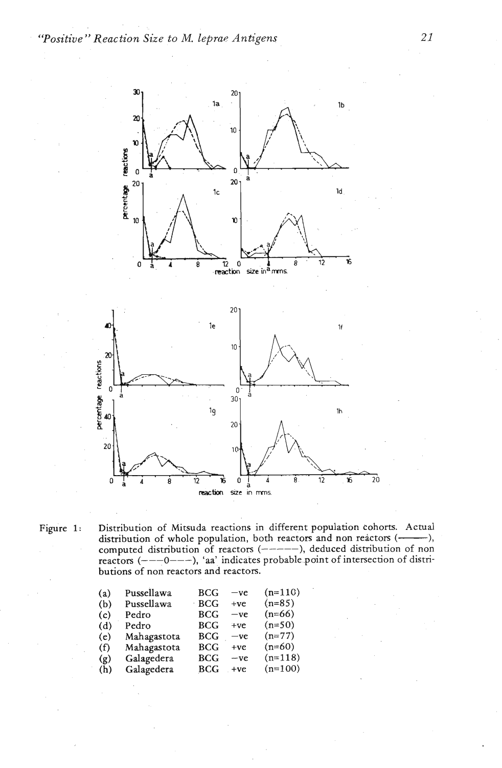Figure 1: Distribution of Mitsuda reactions in different population cohorts. Actual distribution of whole population, both reactors and non reactors (———), computed distribution of reactors (– – – – –), deduced distribution of non reactors (– – –0– – –), 'aa' indicates probable point of intersection of distributions of non reactors and reactors.

| | | | | |
|---|---|---|---|---|
| (a) | Pussellawa | BCG | −ve | (n=110) |
| (b) | Pussellawa | BCG | +ve | (n=85) |
| (c) | Pedro | BCG | −ve | (n=66) |
| (d) | Pedro | BCG | +ve | (n=50) |
| (e) | Mahagastota | BCG | −ve | (n=77) |
| (f) | Mahagastota | BCG | +ve | (n=60) |
| (g) | Galagedera | BCG | −ve | (n=118) |
| (h) | Galagedera | BCG | +ve | (n=100) |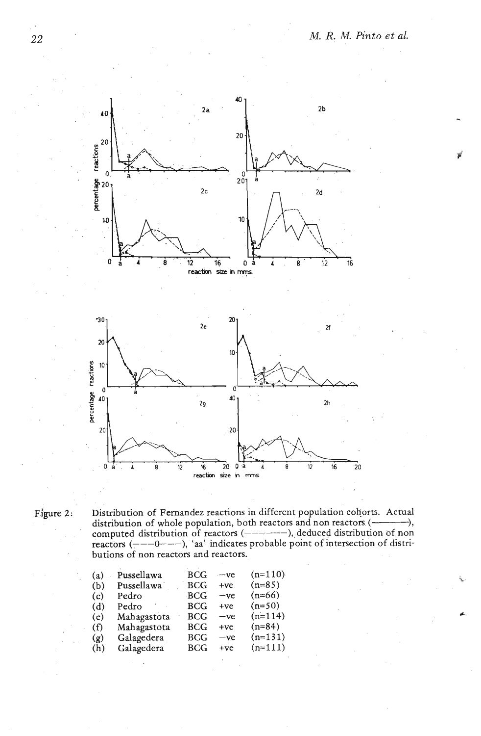Figure 2: Distribution of Fernandez reactions in different population cohorts. Actual distribution of whole population, both reactors and non reactors (————), computed distribution of reactors (– – – – – –), deduced distribution of non reactors (– – –0– – –), 'aa' indicates probable point of intersection of distributions of non reactors and reactors.

| | | | | |
|---|---|---|---|---|
| (a) | Pussellawa | BCG | −ve | (n=110) |
| (b) | Pussellawa | BCG | +ve | (n=85) |
| (c) | Pedro | BCG | −ve | (n=66) |
| (d) | Pedro | BCG | +ve | (n=50) |
| (e) | Mahagastota | BCG | −ve | (n=114) |
| (f) | Mahagastota | BCG | +ve | (n=84) |
| (g) | Galagedera | BCG | −ve | (n=131) |
| (h) | Galagedera | BCG | +ve | (n=111) |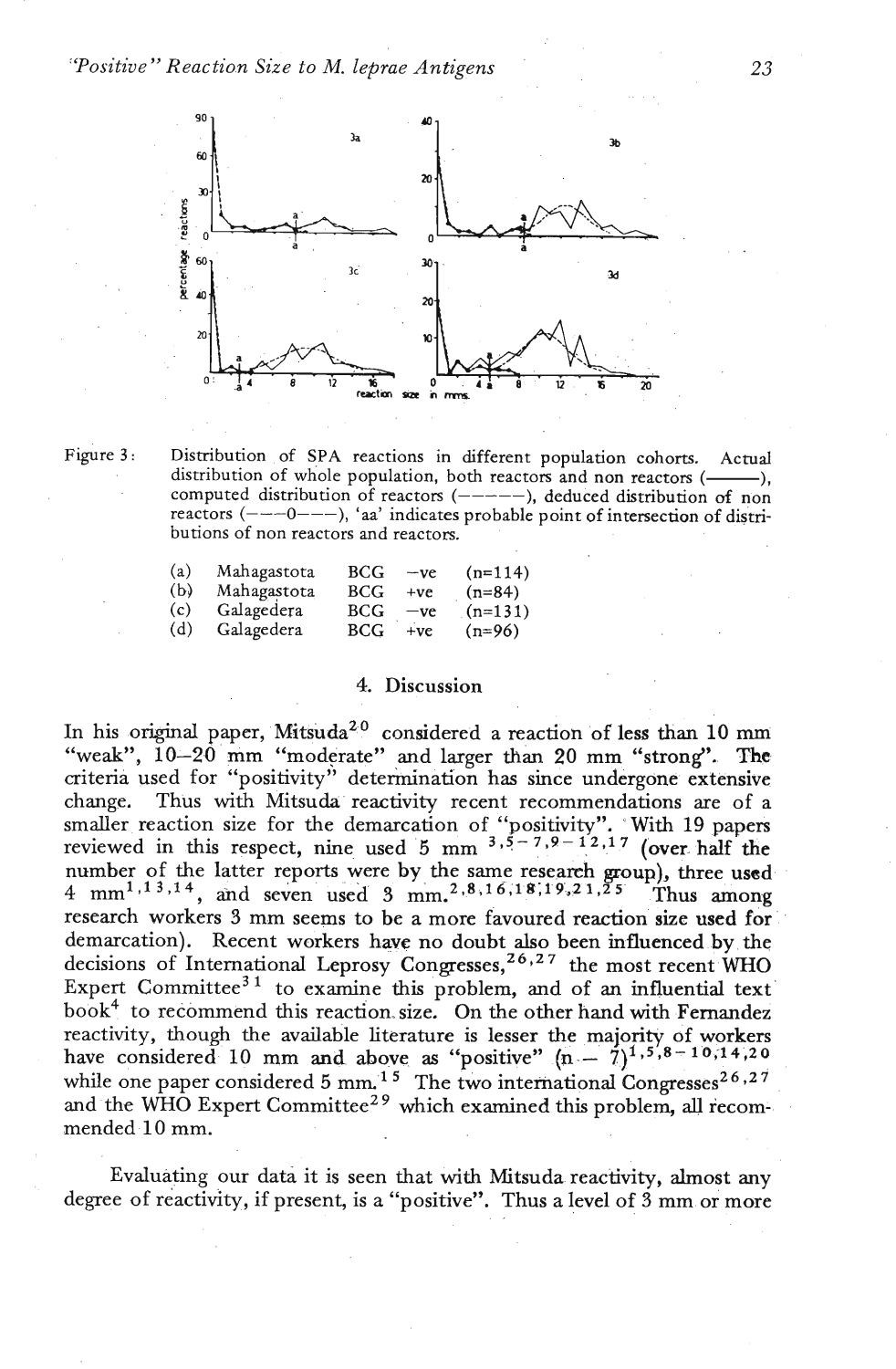Figure 3: Distribution of SPA reactions in different population cohorts. Actual distribution of whole population, both reactors and non reactors (———), computed distribution of reactors (– – – – – –), deduced distribution of non reactors (– – –0– – –), 'aa' indicates probable point of intersection of distributions of non reactors and reactors.

| | | | | |
|---|---|---|---|---|
| (a) | Mahagastota | BCG | −ve | (n=114) |
| (b) | Mahagastota | BCG | +ve | (n=84) |
| (c) | Galagedera | BCG | −ve | (n=131) |
| (d) | Galagedera | BCG | +ve | (n=96) |

## 4. Discussion

In his original paper, Mitsuda[20] considered a reaction of less than 10 mm "weak", 10–20 mm "moderate" and larger than 20 mm "strong". The criteria used for "positivity" determination has since undergone extensive change. Thus with Mitsuda reactivity recent recommendations are of a smaller reaction size for the demarcation of "positivity". With 19 papers reviewed in this respect, nine used 5 mm [3,5–7,9–12,17] (over half the number of the latter reports were by the same research group), three used 4 mm[1,13,14], and seven used 3 mm.[2,8,16,18,19,21,25] Thus among research workers 3 mm seems to be a more favoured reaction size used for demarcation). Recent workers have no doubt also been influenced by the decisions of International Leprosy Congresses,[26,27] the most recent WHO Expert Committee[31] to examine this problem, and of an influential text book[4] to recommend this reaction size. On the other hand with Fernandez reactivity, though the available literature is lesser the majority of workers have considered 10 mm and above as "positive" (n – 7)[1,5,8–10,14,20] while one paper considered 5 mm.[15] The two international Congresses[26,27] and the WHO Expert Committee[29] which examined this problem, all recommended 10 mm.

Evaluating our data it is seen that with Mitsuda reactivity, almost any degree of reactivity, if present, is a "positive". Thus a level of 3 mm or more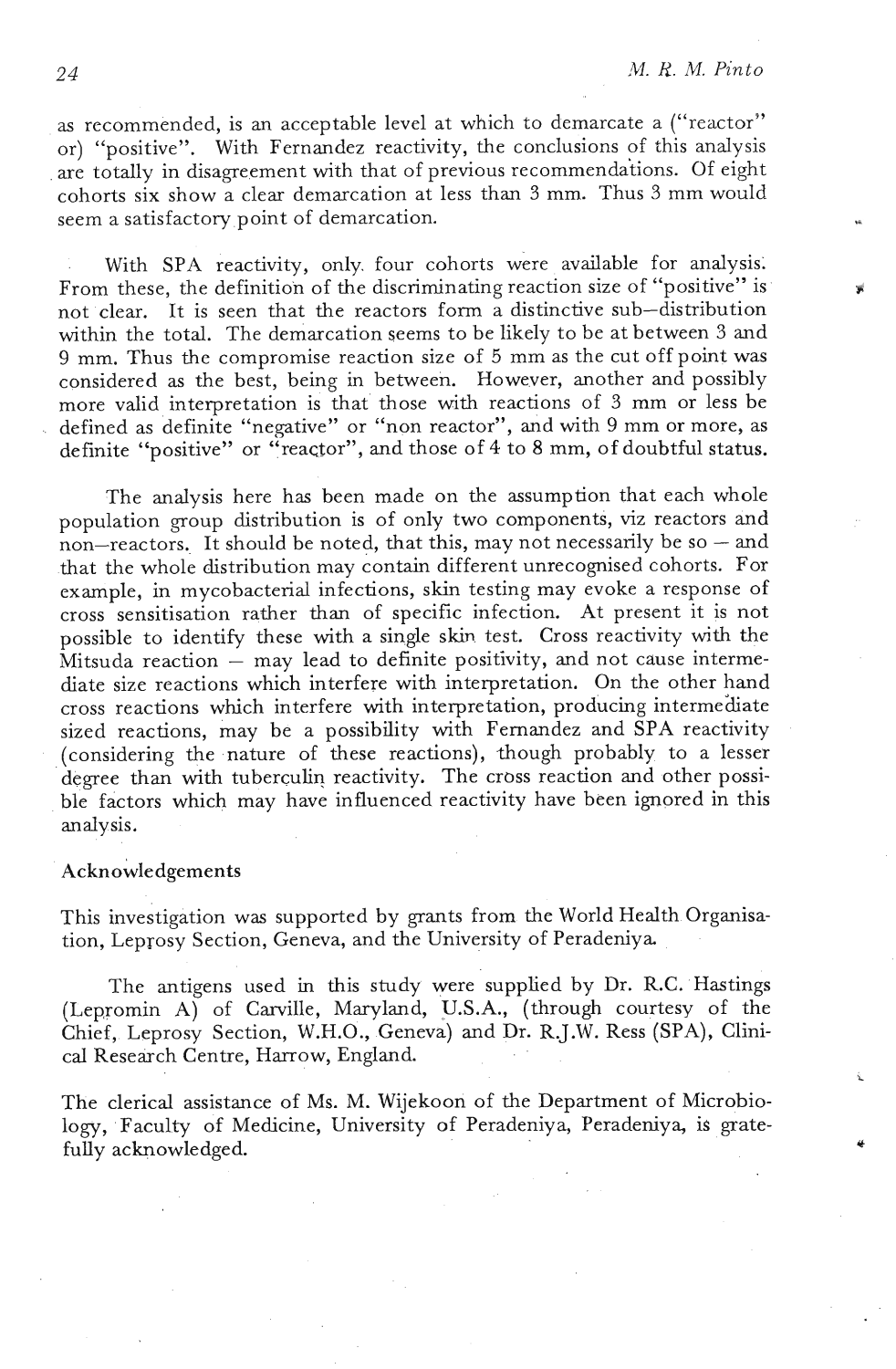as recommended, is an acceptable level at which to demarcate a ("reactor" or) "positive". With Fernandez reactivity, the conclusions of this analysis are totally in disagreement with that of previous recommendations. Of eight cohorts six show a clear demarcation at less than 3 mm. Thus 3 mm would seem a satisfactory point of demarcation.

With SPA reactivity, only four cohorts were available for analysis. From these, the definition of the discriminating reaction size of "positive" is not clear. It is seen that the reactors form a distinctive sub–distribution within the total. The demarcation seems to be likely to be at between 3 and 9 mm. Thus the compromise reaction size of 5 mm as the cut off point was considered as the best, being in between. However, another and possibly more valid interpretation is that those with reactions of 3 mm or less be defined as definite "negative" or "non reactor", and with 9 mm or more, as definite "positive" or "reactor", and those of 4 to 8 mm, of doubtful status.

The analysis here has been made on the assumption that each whole population group distribution is of only two components, viz reactors and non–reactors. It should be noted, that this, may not necessarily be so – and that the whole distribution may contain different unrecognised cohorts. For example, in mycobacterial infections, skin testing may evoke a response of cross sensitisation rather than of specific infection. At present it is not possible to identify these with a single skin test. Cross reactivity with the Mitsuda reaction – may lead to definite positivity, and not cause intermediate size reactions which interfere with interpretation. On the other hand cross reactions which interfere with interpretation, producing intermediate sized reactions, may be a possibility with Fernandez and SPA reactivity (considering the nature of these reactions), though probably to a lesser degree than with tuberculin reactivity. The cross reaction and other possible factors which may have influenced reactivity have been ignored in this analysis.

## Acknowledgements

This investigation was supported by grants from the World Health Organisation, Leprosy Section, Geneva, and the University of Peradeniya.

The antigens used in this study were supplied by Dr. R.C. Hastings (Lepromin A) of Carville, Maryland, U.S.A., (through courtesy of the Chief, Leprosy Section, W.H.O., Geneva) and Dr. R.J.W. Ress (SPA), Clinical Research Centre, Harrow, England.

The clerical assistance of Ms. M. Wijekoon of the Department of Microbiology, Faculty of Medicine, University of Peradeniya, Peradeniya, is gratefully acknowledged.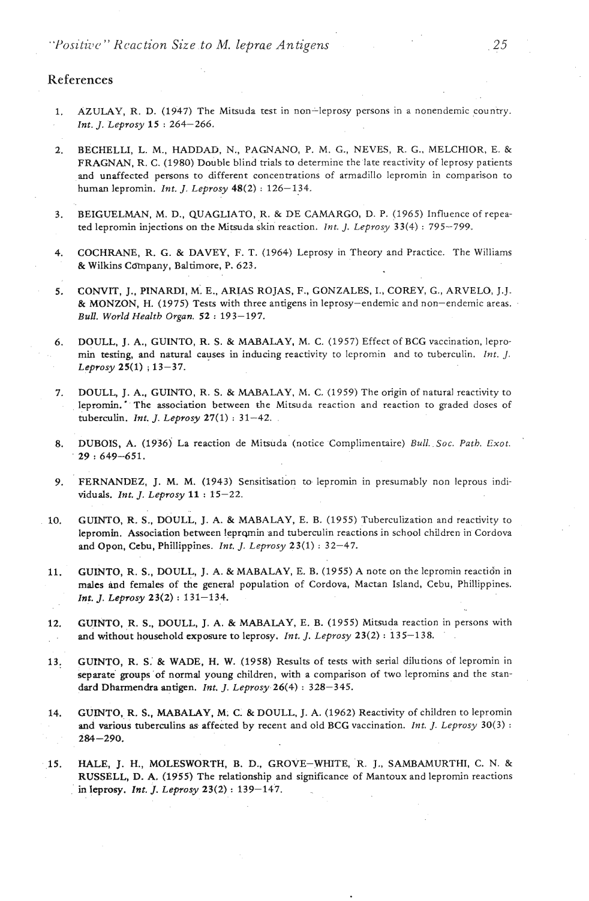## References

1. AZULAY, R. D. (1947) The Mitsuda test in non–leprosy persons in a nonendemic country. *Int. J. Leprosy* **15** : 264–266.

2. BECHELLI, L. M., HADDAD, N., PAGNANO, P. M. G., NEVES, R. G., MELCHIOR, E. & FRAGNAN, R. C. (1980) Double blind trials to determine the late reactivity of leprosy patients and unaffected persons to different concentrations of armadillo lepromin in comparison to human lepromin. *Int. J. Leprosy* **48**(2) : 126–134.

3. BEIGUELMAN, M. D., QUAGLIATO, R. & DE CAMARGO, D. P. (1965) Influence of repeated lepromin injections on the Mitsuda skin reaction. *Int. J. Leprosy* 33(4) : 795–799.

4. COCHRANE, R. G. & DAVEY, F. T. (1964) Leprosy in Theory and Practice. The Williams & Wilkins Company, Baltimore, P. 623.

5. CONVIT, J., PINARDI, M. E., ARIAS ROJAS, F., GONZALES, I., COREY, G., ARVELO, J.J. & MONZON, H. (1975) Tests with three antigens in leprosy–endemic and non–endemic areas. *Bull. World Health Organ.* **52** : 193–197.

6. DOULL, J. A., GUINTO, R. S. & MABALAY, M. C. (1957) Effect of BCG vaccination, lepromin testing, and natural causes in inducing reactivity to lepromin and to tuberculin. *Int. J. Leprosy* **25**(1) ; 13–37.

7. DOULL, J. A., GUINTO, R. S. & MABALAY, M. C. (1959) The origin of natural reactivity to lepromin. The association between the Mitsuda reaction and reaction to graded doses of tuberculin. *Int. J. Leprosy* **27**(1) : 31–42.

8. DUBOIS, A. (1936) La reaction de Mitsuda (notice Complimentaire) *Bull. Soc. Path. Exot.* **29** : 649–651.

9. FERNANDEZ, J. M. M. (1943) Sensitisation to lepromin in presumably non leprous individuals. *Int. J. Leprosy* **11** : 15–22.

10. GUINTO, R. S., DOULL, J. A. & MABALAY, E. B. (1955) Tuberculization and reactivity to lepromin. Association between lepromin and tuberculin reactions in school children in Cordova and Opon, Cebu, Phillippines. *Int. J. Leprosy* **23**(1) : 32–47.

11. GUINTO, R. S., DOULL, J. A. & MABALAY, E. B. (1955) A note on the lepromin reaction in males and females of the general population of Cordova, Mactan Island, Cebu, Phillippines. *Int. J. Leprosy* **23**(2) : 131–134.

12. GUINTO, R. S., DOULL, J. A. & MABALAY, E. B. (1955) Mitsuda reaction in persons with and without household exposure to leprosy. *Int. J. Leprosy* **23**(2) : 135–138.

13. GUINTO, R. S. & WADE, H. W. (1958) Results of tests with serial dilutions of lepromin in separate groups of normal young children, with a comparison of two lepromins and the standard Dharmendra antigen. *Int. J. Leprosy* **26**(4) : 328–345.

14. GUINTO, R. S., MABALAY, M. C. & DOULL, J. A. (1962) Reactivity of children to lepromin and various tuberculins as affected by recent and old BCG vaccination. *Int. J. Leprosy* **30**(3) : 284–290.

15. HALE, J. H., MOLESWORTH, B. D., GROVE–WHITE, R. J., SAMBAMURTHI, C. N. & RUSSELL, D. A. (1955) The relationship and significance of Mantoux and lepromin reactions in leprosy. *Int. J. Leprosy* **23**(2) : 139–147.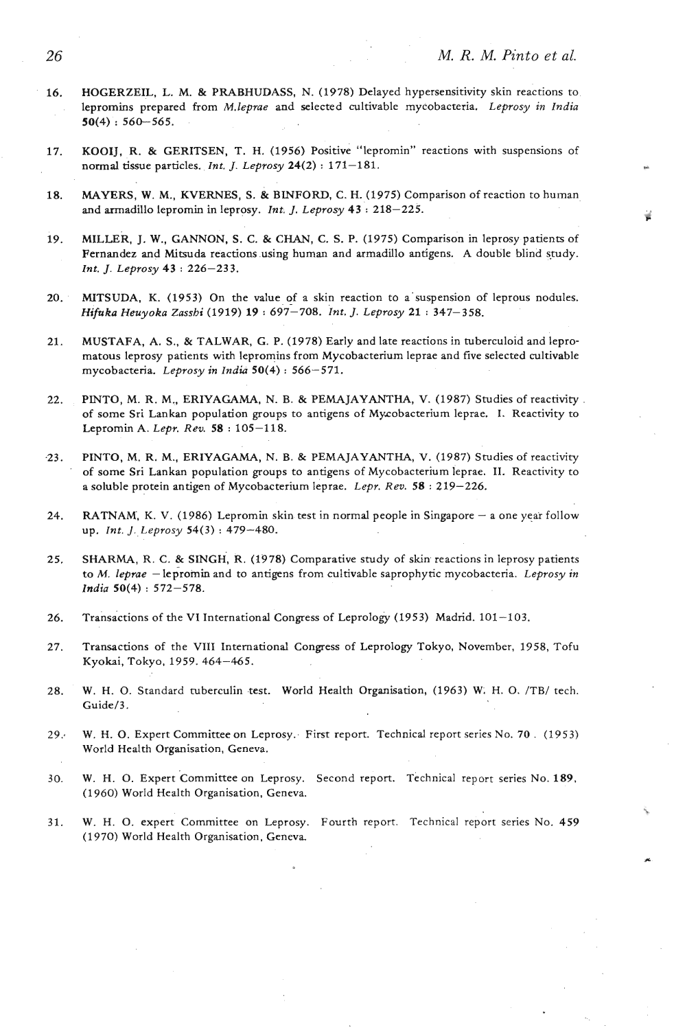16. HOGERZEIL, L. M. & PRABHUDASS, N. (1978) Delayed hypersensitivity skin reactions to lepromins prepared from *M.leprae* and selected cultivable mycobacteria. *Leprosy in India* **50**(4) : 560–565.

17. KOOIJ, R. & GERITSEN, T. H. (1956) Positive "lepromin" reactions with suspensions of normal tissue particles. *Int. J. Leprosy* **24**(2) : 171–181.

18. MAYERS, W. M., KVERNES, S. & BINFORD, C. H. (1975) Comparison of reaction to human and armadillo lepromin in leprosy. *Int. J. Leprosy* **43** : 218–225.

19. MILLER, J. W., GANNON, S. C. & CHAN, C. S. P. (1975) Comparison in leprosy patients of Fernandez and Mitsuda reactions using human and armadillo antigens. A double blind study. *Int. J. Leprosy* **43** : 226–233.

20. MITSUDA, K. (1953) On the value of a skin reaction to a suspension of leprous nodules. *Hifuka Heuyoka Zasshi* (1919) **19** : 697–708. *Int. J. Leprosy* **21** : 347–358.

21. MUSTAFA, A. S., & TALWAR, G. P. (1978) Early and late reactions in tuberculoid and lepromatous leprosy patients with lepromins from Mycobacterium leprae and five selected cultivable mycobacteria. *Leprosy in India* **50**(4) : 566–571.

22. PINTO, M. R. M., ERIYAGAMA, N. B. & PEMAJAYANTHA, V. (1987) Studies of reactivity of some Sri Lankan population groups to antigens of Mycobacterium leprae. I. Reactivity to Lepromin A. *Lepr. Rev.* **58** : 105–118.

23. PINTO, M. R. M., ERIYAGAMA, N. B. & PEMAJAYANTHA, V. (1987) Studies of reactivity of some Sri Lankan population groups to antigens of Mycobacterium leprae. II. Reactivity to a soluble protein antigen of Mycobacterium leprae. *Lepr. Rev.* **58** : 219–226.

24. RATNAM, K. V. (1986) Lepromin skin test in normal people in Singapore – a one year follow up. *Int. J. Leprosy* **54**(3) : 479–480.

25. SHARMA, R. C. & SINGH, R. (1978) Comparative study of skin reactions in leprosy patients to *M. leprae* – lepromin and to antigens from cultivable saprophytic mycobacteria. *Leprosy in India* **50**(4) : 572–578.

26. Transactions of the VI International Congress of Leprology (1953) Madrid. 101–103.

27. Transactions of the VIII International Congress of Leprology Tokyo, November, 1958, Tofu Kyokai, Tokyo, 1959. 464–465.

28. W. H. O. Standard tuberculin test. World Health Organisation, (1963) W. H. O. /TB/ tech. Guide/3.

29. W. H. O. Expert Committee on Leprosy. First report. Technical report series No. **70**. (1953) World Health Organisation, Geneva.

30. W. H. O. Expert Committee on Leprosy. Second report. Technical report series No. **189**, (1960) World Health Organisation, Geneva.

31. W. H. O. expert Committee on Leprosy. Fourth report. Technical report series No. **459** (1970) World Health Organisation, Geneva.